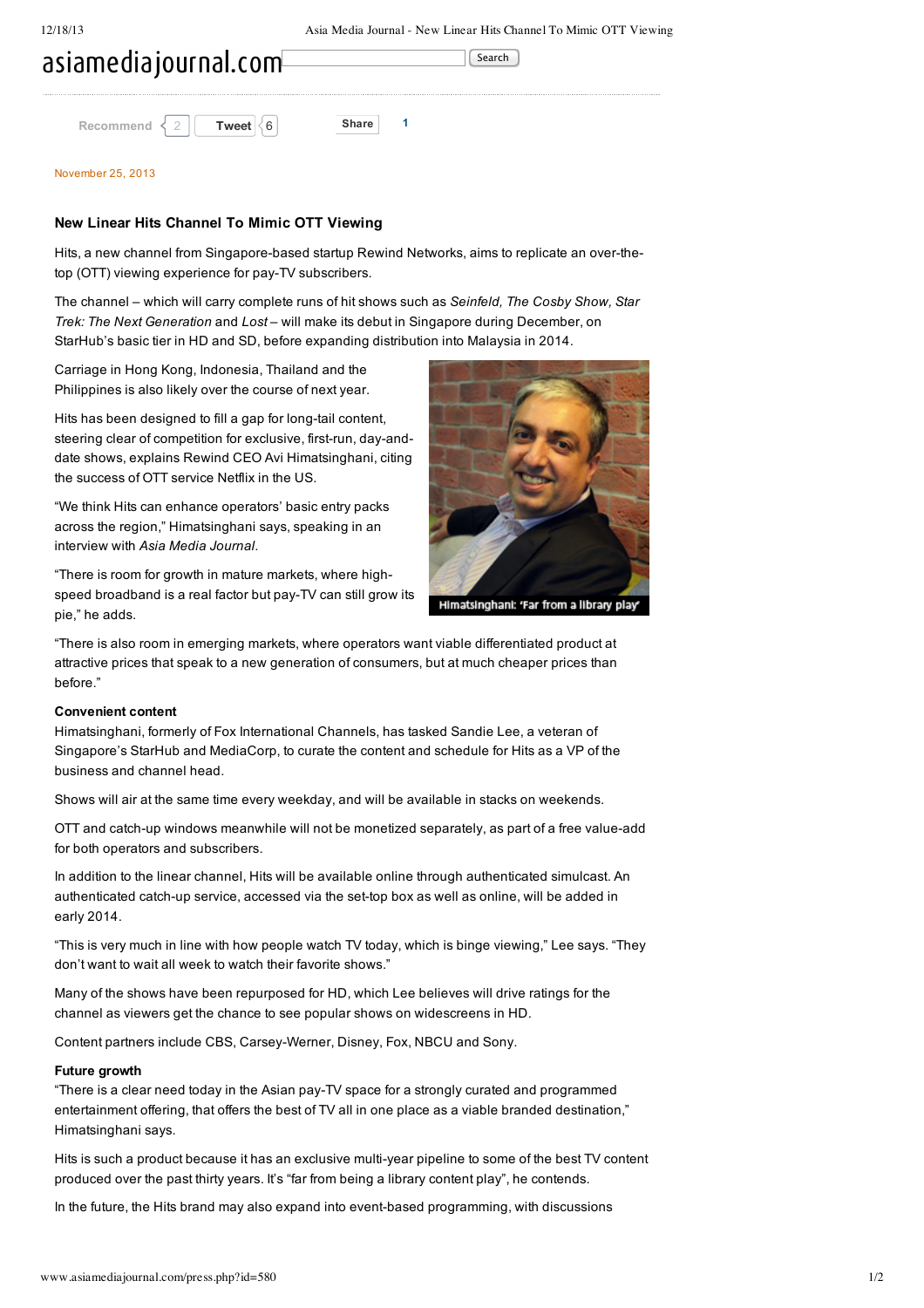asiamediajournal.com

November 25, 2013

### New Linear Hits Channel To Mimic OTT Viewing

Hits, a new channel from Singapore-based startup Rewind Networks, aims to replicate an over-the-top (OTT) viewing experience for pay-TV subscribers.

The channel – which will carry complete runs of hit shows such as *Seinfeld, The Cosby Show, Star Trek: The Next Generation* and *Lost* – will make its debut in Singapore during December, on StarHub's basic tier in HD and SD, before expanding distribution into Malaysia in 2014.

Carriage in Hong Kong, Indonesia, Thailand and the Philippines is also likely over the course of next year.

Hits has been designed to fill a gap for long-tail content, steering clear of competition for exclusive, first-run, day-and-date shows, explains Rewind CEO Avi Himatsinghani, citing the success of OTT service Netflix in the US.

"We think Hits can enhance operators' basic entry packs across the region," Himatsinghani says, speaking in an interview with *Asia Media Journal*.

Himatsinghani: 'Far from a library play'

"There is room for growth in mature markets, where high-speed broadband is a real factor but pay-TV can still grow its pie," he adds.

"There is also room in emerging markets, where operators want viable differentiated product at attractive prices that speak to a new generation of consumers, but at much cheaper prices than before."

**Convenient content**

Himatsinghani, formerly of Fox International Channels, has tasked Sandie Lee, a veteran of Singapore's StarHub and MediaCorp, to curate the content and schedule for Hits as a VP of the business and channel head.

Shows will air at the same time every weekday, and will be available in stacks on weekends.

OTT and catch-up windows meanwhile will not be monetized separately, as part of a free value-add for both operators and subscribers.

In addition to the linear channel, Hits will be available online through authenticated simulcast. An authenticated catch-up service, accessed via the set-top box as well as online, will be added in early 2014.

"This is very much in line with how people watch TV today, which is binge viewing," Lee says. "They don't want to wait all week to watch their favorite shows."

Many of the shows have been repurposed for HD, which Lee believes will drive ratings for the channel as viewers get the chance to see popular shows on widescreens in HD.

Content partners include CBS, Carsey-Werner, Disney, Fox, NBCU and Sony.

**Future growth**

"There is a clear need today in the Asian pay-TV space for a strongly curated and programmed entertainment offering, that offers the best of TV all in one place as a viable branded destination," Himatsinghani says.

Hits is such a product because it has an exclusive multi-year pipeline to some of the best TV content produced over the past thirty years. It's "far from being a library content play", he contends.

In the future, the Hits brand may also expand into event-based programming, with discussions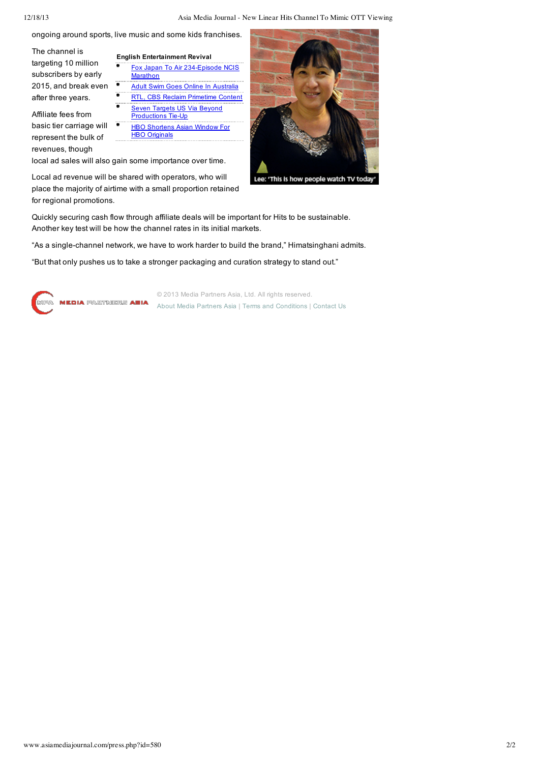ongoing around sports, live music and some kids franchises.

The channel is targeting 10 million subscribers by early 2015, and break even after three years.

**English Entertainment Revival**

- Fox Japan To Air 234-Episode NCIS Marathon
- Adult Swim Goes Online In Australia
- RTL, CBS Reclaim Primetime Content
- Seven Targets US Via Beyond Productions Tie-Up
- HBO Shortens Asian Window For HBO Originals

Lee: 'This is how people watch TV today'

Affiliate fees from basic tier carriage will represent the bulk of revenues, though local ad sales will also gain some importance over time.

Local ad revenue will be shared with operators, who will place the majority of airtime with a small proportion retained for regional promotions.

Quickly securing cash flow through affiliate deals will be important for Hits to be sustainable. Another key test will be how the channel rates in its initial markets.

"As a single-channel network, we have to work harder to build the brand," Himatsinghani admits.

"But that only pushes us to take a stronger packaging and curation strategy to stand out."

MPA MEDIA PARTNERS ASIA

© 2013 Media Partners Asia, Ltd. All rights reserved.

About Media Partners Asia | Terms and Conditions | Contact Us